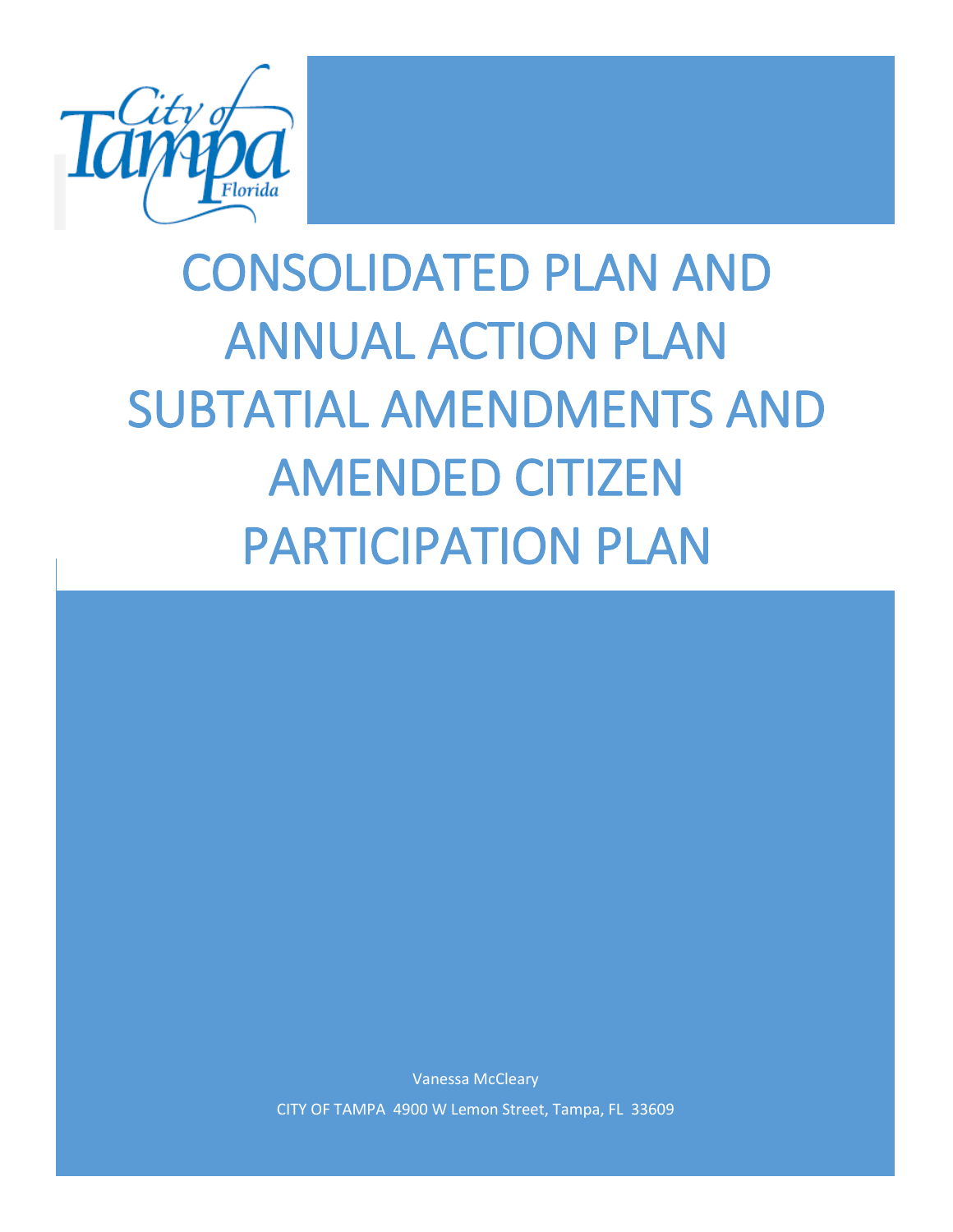# CONSOLIDATED PLAN AND ANNUAL ACTION PLAN SUBTATIAL AMENDMENTS AND AMENDED CITIZEN PARTICIPATION PLAN

Vanessa McCleary

CITY OF TAMPA 4900 W Lemon Street, Tampa, FL 33609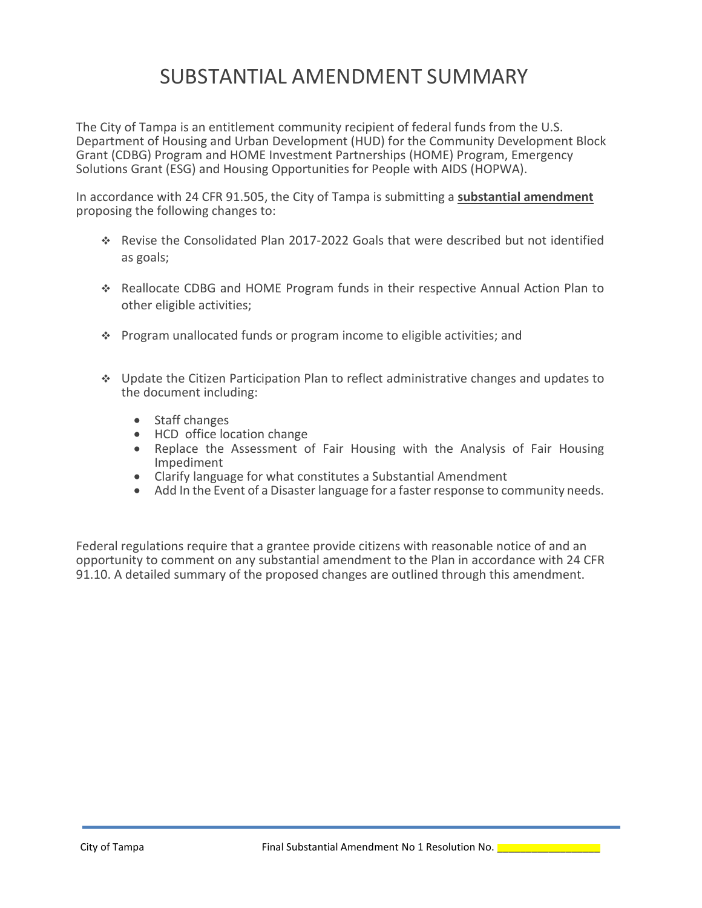# SUBSTANTIAL AMENDMENT SUMMARY

The City of Tampa is an entitlement community recipient of federal funds from the U.S. Department of Housing and Urban Development (HUD) for the Community Development Block Grant (CDBG) Program and HOME Investment Partnerships (HOME) Program, Emergency Solutions Grant (ESG) and Housing Opportunities for People with AIDS (HOPWA).

In accordance with 24 CFR 91.505, the City of Tampa is submitting a **substantial amendment** proposing the following changes to:

- Revise the Consolidated Plan 2017-2022 Goals that were described but not identified as goals;
- Reallocate CDBG and HOME Program funds in their respective Annual Action Plan to other eligible activities;
- Program unallocated funds or program income to eligible activities; and
- Update the Citizen Participation Plan to reflect administrative changes and updates to the document including:
  - Staff changes
  - HCD office location change
  - Replace the Assessment of Fair Housing with the Analysis of Fair Housing Impediment
  - Clarify language for what constitutes a Substantial Amendment
  - Add In the Event of a Disaster language for a faster response to community needs.

Federal regulations require that a grantee provide citizens with reasonable notice of and an opportunity to comment on any substantial amendment to the Plan in accordance with 24 CFR 91.10. A detailed summary of the proposed changes are outlined through this amendment.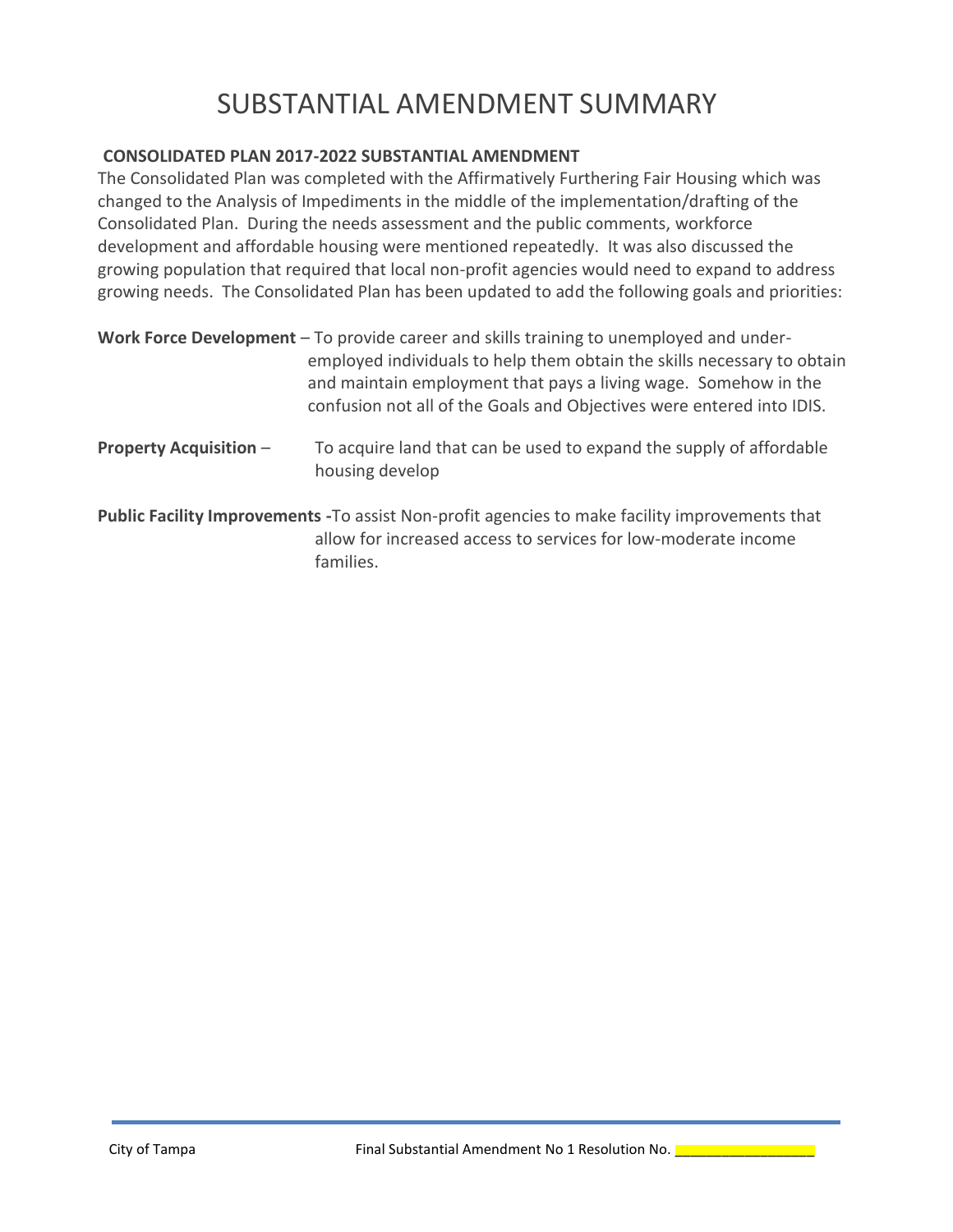# SUBSTANTIAL AMENDMENT SUMMARY

**CONSOLIDATED PLAN 2017-2022 SUBSTANTIAL AMENDMENT**

The Consolidated Plan was completed with the Affirmatively Furthering Fair Housing which was changed to the Analysis of Impediments in the middle of the implementation/drafting of the Consolidated Plan. During the needs assessment and the public comments, workforce development and affordable housing were mentioned repeatedly. It was also discussed the growing population that required that local non-profit agencies would need to expand to address growing needs. The Consolidated Plan has been updated to add the following goals and priorities:

**Work Force Development** – To provide career and skills training to unemployed and under-employed individuals to help them obtain the skills necessary to obtain and maintain employment that pays a living wage. Somehow in the confusion not all of the Goals and Objectives were entered into IDIS.

**Property Acquisition** – To acquire land that can be used to expand the supply of affordable housing develop

**Public Facility Improvements -** To assist Non-profit agencies to make facility improvements that allow for increased access to services for low-moderate income families.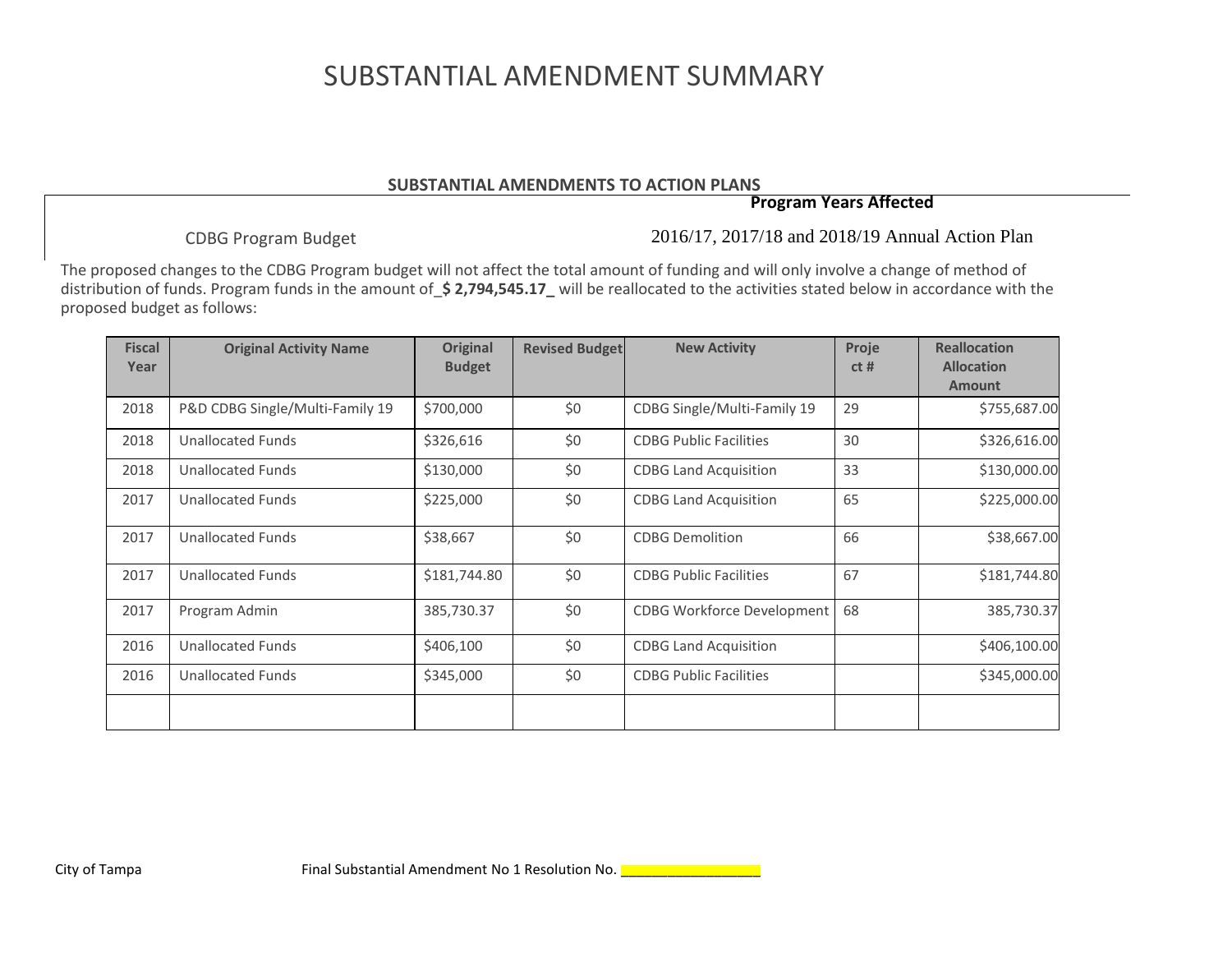# SUBSTANTIAL AMENDMENT SUMMARY

**SUBSTANTIAL AMENDMENTS TO ACTION PLANS**

| | **Program Years Affected** |
|---|---|
| CDBG Program Budget | 2016/17, 2017/18 and 2018/19 Annual Action Plan |

The proposed changes to the CDBG Program budget will not affect the total amount of funding and will only involve a change of method of distribution of funds. Program funds in the amount of_**$ 2,794,545.17**_ will be reallocated to the activities stated below in accordance with the proposed budget as follows:

| Fiscal Year | Original Activity Name | Original Budget | Revised Budget | New Activity | Project # | Reallocation Allocation Amount |
|---|---|---|---|---|---|---|
| 2018 | P&D CDBG Single/Multi-Family 19 | $700,000 | $0 | CDBG Single/Multi-Family 19 | 29 | $755,687.00 |
| 2018 | Unallocated Funds | $326,616 | $0 | CDBG Public Facilities | 30 | $326,616.00 |
| 2018 | Unallocated Funds | $130,000 | $0 | CDBG Land Acquisition | 33 | $130,000.00 |
| 2017 | Unallocated Funds | $225,000 | $0 | CDBG Land Acquisition | 65 | $225,000.00 |
| 2017 | Unallocated Funds | $38,667 | $0 | CDBG Demolition | 66 | $38,667.00 |
| 2017 | Unallocated Funds | $181,744.80 | $0 | CDBG Public Facilities | 67 | $181,744.80 |
| 2017 | Program Admin | 385,730.37 | $0 | CDBG Workforce Development | 68 | 385,730.37 |
| 2016 | Unallocated Funds | $406,100 | $0 | CDBG Land Acquisition | | $406,100.00 |
| 2016 | Unallocated Funds | $345,000 | $0 | CDBG Public Facilities | | $345,000.00 |
| | | | | | | |

City of Tampa Final Substantial Amendment No 1 Resolution No. ________________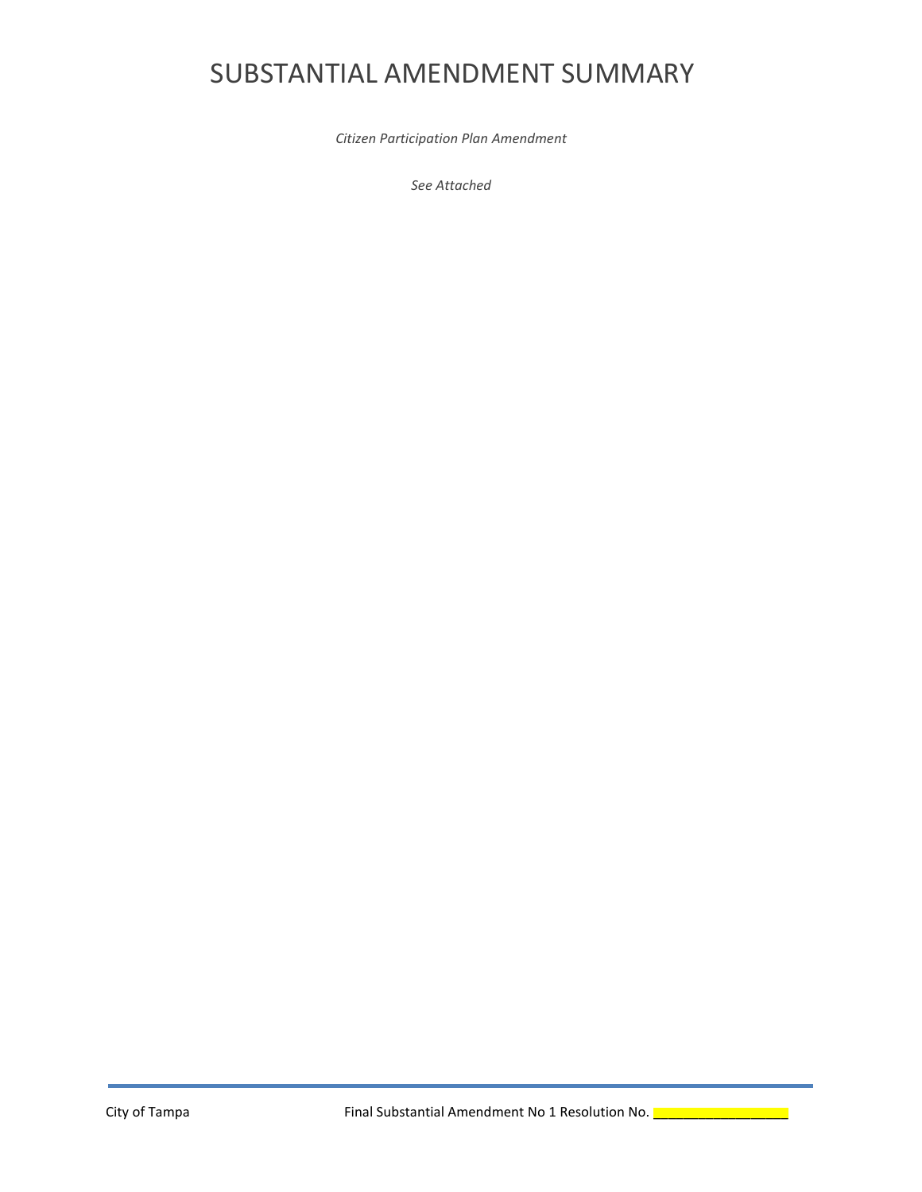# SUBSTANTIAL AMENDMENT SUMMARY

*Citizen Participation Plan Amendment*

*See Attached*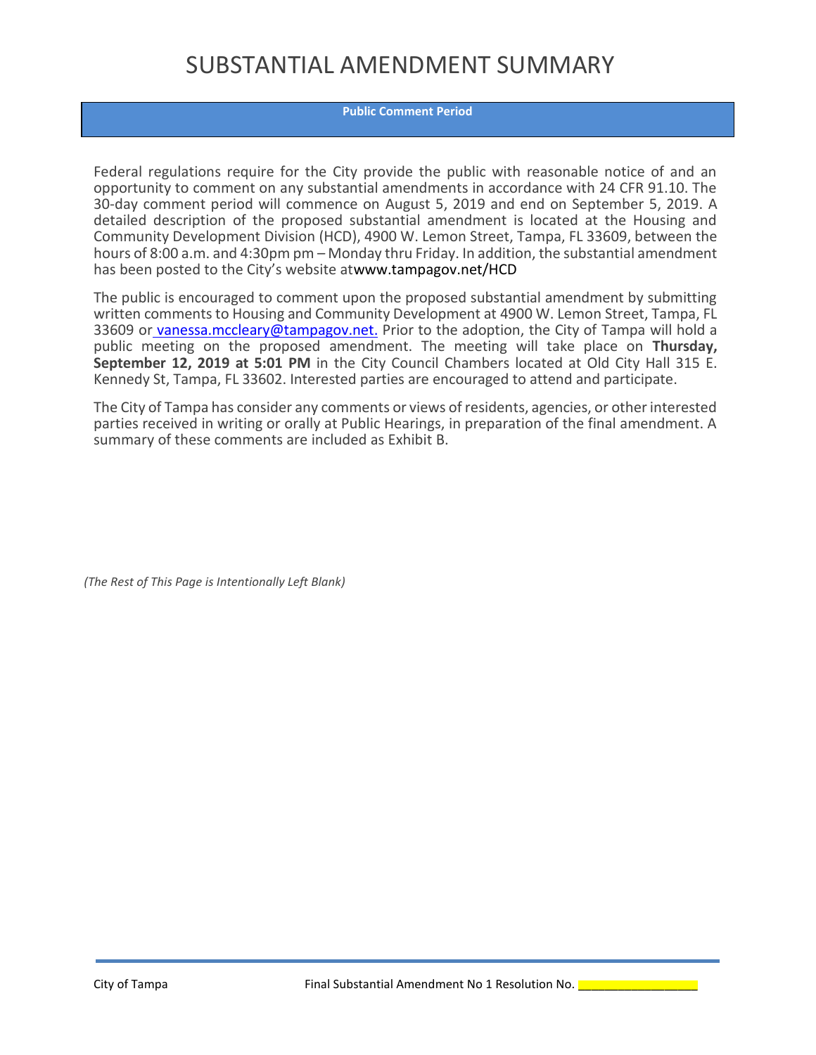# SUBSTANTIAL AMENDMENT SUMMARY

**Public Comment Period**

Federal regulations require for the City provide the public with reasonable notice of and an opportunity to comment on any substantial amendments in accordance with 24 CFR 91.10. The 30-day comment period will commence on August 5, 2019 and end on September 5, 2019. A detailed description of the proposed substantial amendment is located at the Housing and Community Development Division (HCD), 4900 W. Lemon Street, Tampa, FL 33609, between the hours of 8:00 a.m. and 4:30pm pm – Monday thru Friday. In addition, the substantial amendment has been posted to the City's website atwww.tampagov.net/HCD

The public is encouraged to comment upon the proposed substantial amendment by submitting written comments to Housing and Community Development at 4900 W. Lemon Street, Tampa, FL 33609 or vanessa.mccleary@tampagov.net. Prior to the adoption, the City of Tampa will hold a public meeting on the proposed amendment. The meeting will take place on **Thursday, September 12, 2019 at 5:01 PM** in the City Council Chambers located at Old City Hall 315 E. Kennedy St, Tampa, FL 33602. Interested parties are encouraged to attend and participate.

The City of Tampa has consider any comments or views of residents, agencies, or other interested parties received in writing or orally at Public Hearings, in preparation of the final amendment. A summary of these comments are included as Exhibit B.

*(The Rest of This Page is Intentionally Left Blank)*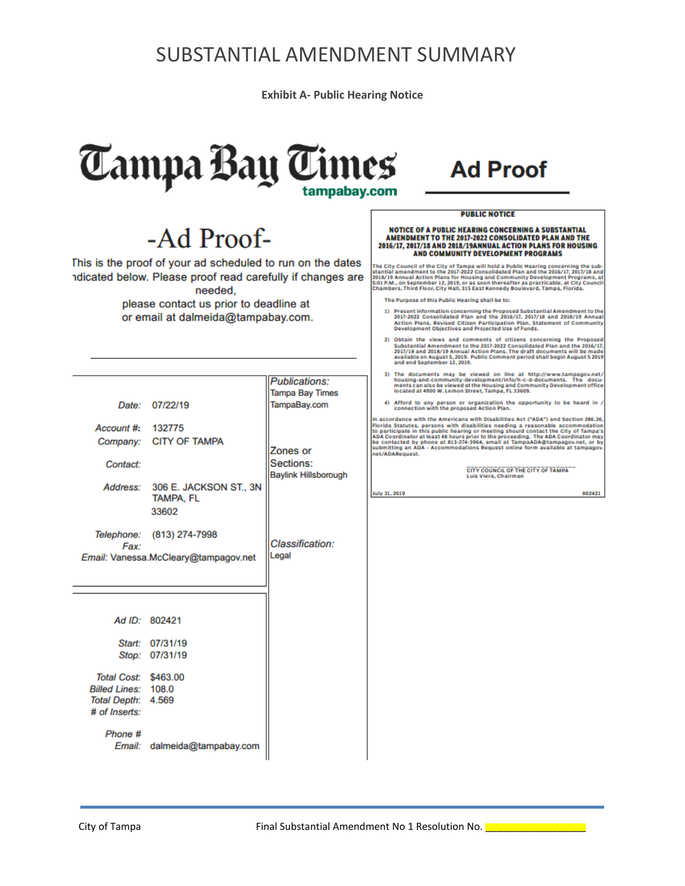# SUBSTANTIAL AMENDMENT SUMMARY

**Exhibit A- Public Hearing Notice**

Tampa Bay Times
tampabay.com

## Ad Proof

# -Ad Proof-

This is the proof of your ad scheduled to run on the dates indicated below. Please proof read carefully if changes are needed,
please contact us prior to deadline at
or email at dalmeida@tampabay.com.

| | | |
|---|---|---|
| *Date:* | 07/22/19 | *Publications:* Tampa Bay Times TampaBay.com |
| *Account #:* | 132775 | |
| *Company:* | CITY OF TAMPA | *Zones or Sections:* Baylink Hillsborough |
| *Contact:* | | |
| *Address:* | 306 E. JACKSON ST., 3N TAMPA, FL 33602 | |
| *Telephone:* | (813) 274-7998 | *Classification:* Legal |
| *Fax:* | | |
| *Email:* | Vanessa.McCleary@tampagov.net | |
| *Ad ID:* | 802421 | |
| *Start:* | 07/31/19 | |
| *Stop:* | 07/31/19 | |
| *Total Cost:* | $463.00 | |
| *Billed Lines:* | 108.0 | |
| *Total Depth:* | 4.569 | |
| *# of Inserts:* | | |
| *Phone #* | | |
| *Email:* | dalmeida@tampabay.com | |

**PUBLIC NOTICE**

**NOTICE OF A PUBLIC HEARING CONCERNING A SUBSTANTIAL AMENDMENT TO THE 2017-2022 CONSOLIDATED PLAN AND THE 2016/17, 2017/18 AND 2018/19ANNUAL ACTION PLANS FOR HOUSING AND COMMUNITY DEVELOPMENT PROGRAMS**

The City Council of the City of Tampa will hold a Public Hearing concerning the substantial amendment to the 2017-2022 Consolidated Plan and the 2016/17, 2017/18 and 2018/19 Annual Action Plans for Housing and Community Development Programs, at 5:01 P.M., on September 12, 2019, or as soon thereafter as practicable, at City Council Chambers, Third Floor, City Hall, 315 East Kennedy Boulevard, Tampa, Florida.

The Purpose of this Public Hearing shall be to:

1) Present information concerning the Proposed Substantial Amendment to the 2017-2022 Consolidated Plan and the 2016/17, 2017/18 and 2018/19 Annual Action Plans, Revised Citizen Participation Plan, Statement of Community Development Objectives and Projected Use of Funds.
2) Obtain the views and comments of citizens concerning the Proposed Substantial Amendment to the 2017-2022 Consolidated Plan and the 2016/17, 2017/18 and 2018/19 Annual Action Plans. The draft documents will be made available on August 5, 2019. Public Comment period shall begin August 5 2019 and end September 12, 2019.
3) The documents may be viewed on line at http://www.tampagov.net/housing-and-community-development/info/h-c-d-documents. The documents can also be viewed at the Housing and Community Development office located at 4900 W. Lemon Street, Tampa, FL 33609.
4) Afford to any person or organization the opportunity to be heard in / connection with the proposed Action Plan.

In accordance with the Americans with Disabilities Act ("ADA") and Section 286.26, Florida Statutes, persons with disabilities needing a reasonable accommodation to participate in this public hearing or meeting should contact the City of Tampa's ADA Coordinator at least 48 hours prior to the proceeding. The ADA Coordinator may be contacted by phone at 813-274-3964, email at TampaADA@tampagov.net, or by submitting an ADA - Accommodations Request online form available at tampagov.net/ADARequest.

CITY COUNCIL OF THE CITY OF TAMPA
Luis Viera, Chairman

July 31, 2019 802421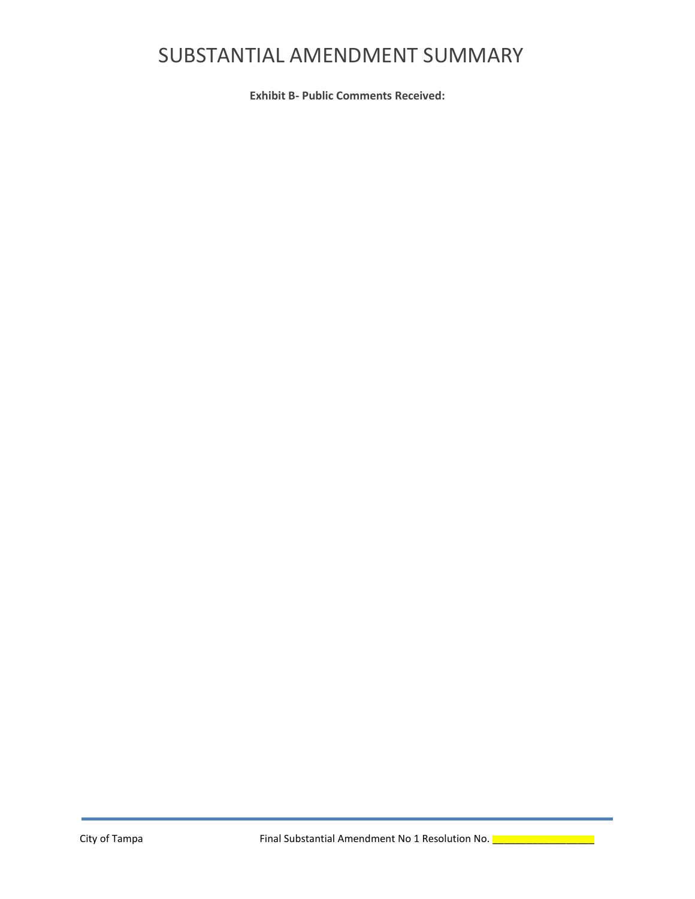# SUBSTANTIAL AMENDMENT SUMMARY

**Exhibit B- Public Comments Received:**